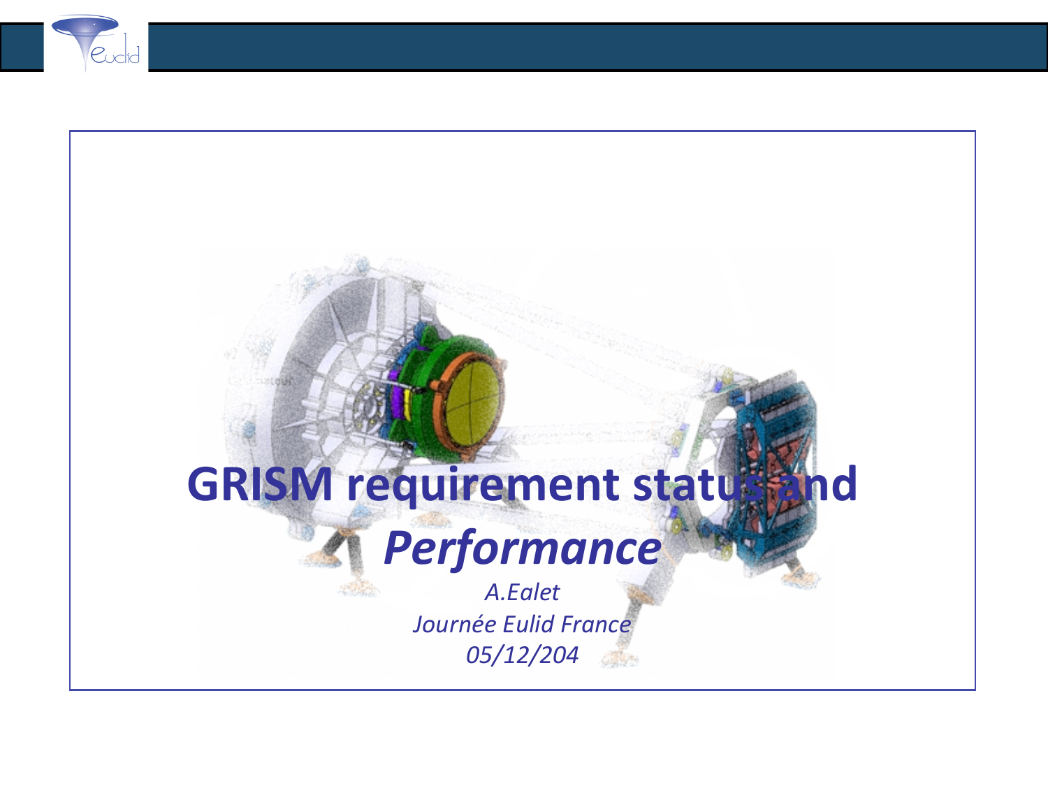# GRISM requirement status and *Performance*

*A.Ealet*

*Journée Eulid France*

*05/12/204*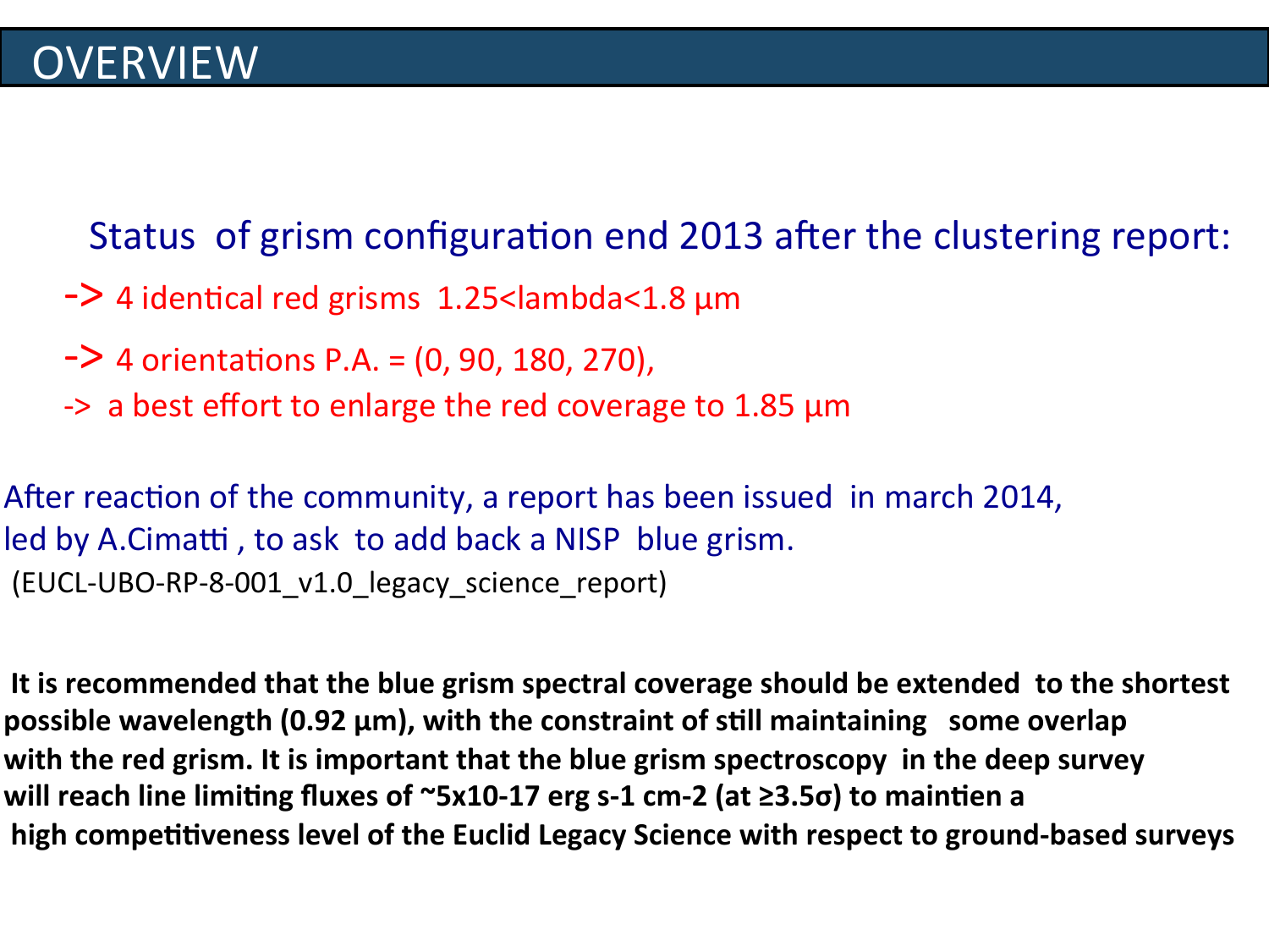# OVERVIEW

Status of grism configuration end 2013 after the clustering report:

-> 4 identical red grisms 1.25<lambda<1.8 µm

-> 4 orientations P.A. = (0, 90, 180, 270),

-> a best effort to enlarge the red coverage to 1.85 µm

After reaction of the community, a report has been issued in march 2014, led by A.Cimatti , to ask to add back a NISP blue grism.
(EUCL-UBO-RP-8-001_v1.0_legacy_science_report)

**It is recommended that the blue grism spectral coverage should be extended to the shortest possible wavelength (0.92 µm), with the constraint of still maintaining some overlap with the red grism. It is important that the blue grism spectroscopy in the deep survey will reach line limiting fluxes of ~5x10-17 erg s-1 cm-2 (at ≥3.5σ) to maintien a high competitiveness level of the Euclid Legacy Science with respect to ground-based surveys**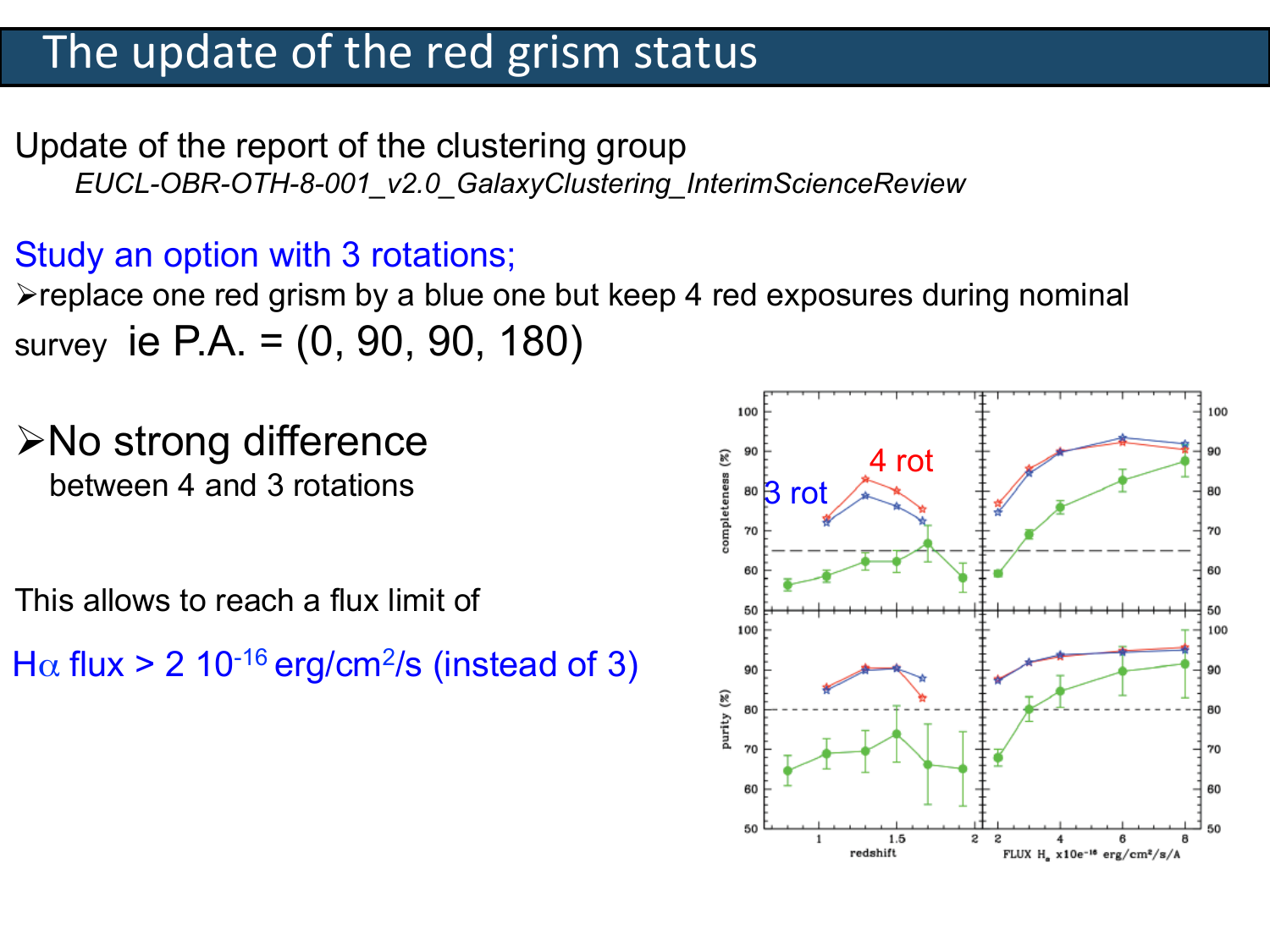# The update of the red grism status

Update of the report of the clustering group

*EUCL-OBR-OTH-8-001_v2.0_GalaxyClustering_InterimScienceReview*

Study an option with 3 rotations;

- replace one red grism by a blue one but keep 4 red exposures during nominal survey ie P.A. = (0, 90, 90, 180)

- No strong difference between 4 and 3 rotations

This allows to reach a flux limit of

$H\alpha$ flux > 2 $10^{-16}$ erg/cm$^2$/s (instead of 3)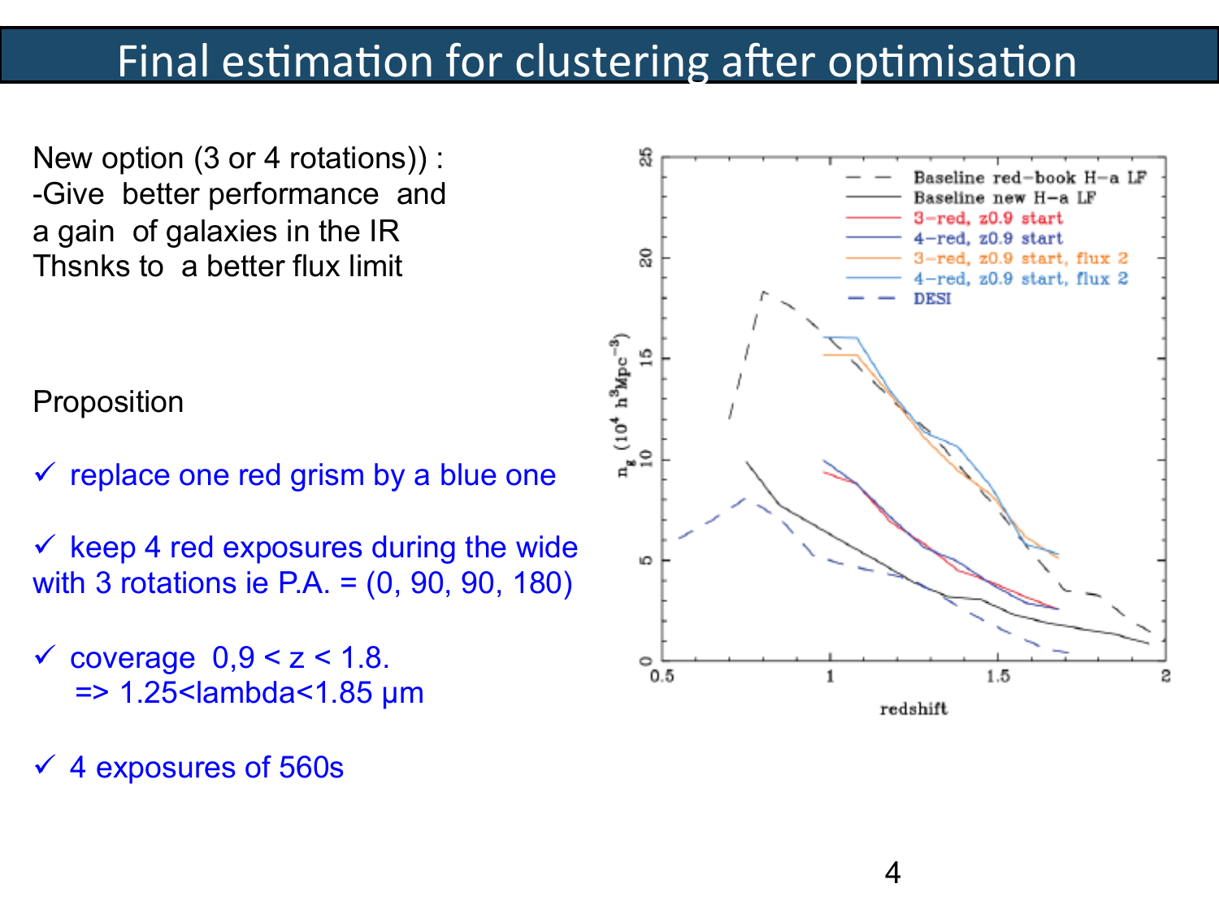# Final estimation for clustering after optimisation

New option (3 or 4 rotations)) :
-Give better performance and a gain of galaxies in the IR Thsnks to a better flux limit

Proposition

- ✓ replace one red grism by a blue one
- ✓ keep 4 red exposures during the wide with 3 rotations ie P.A. = (0, 90, 90, 180)
- ✓ coverage 0,9 < z < 1.8.
  => 1.25<lambda<1.85 µm
- ✓ 4 exposures of 560s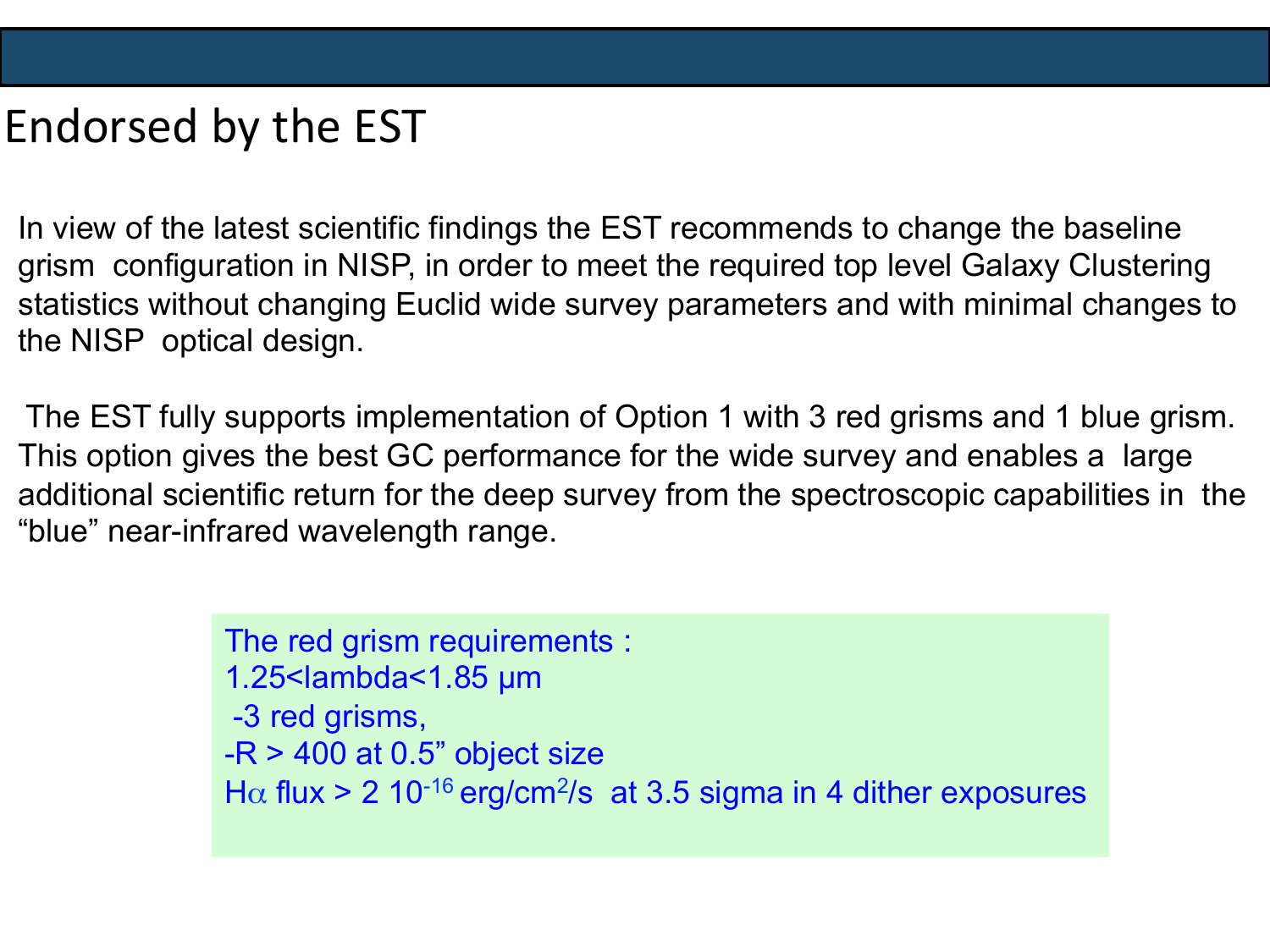# Endorsed by the EST

In view of the latest scientific findings the EST recommends to change the baseline grism configuration in NISP, in order to meet the required top level Galaxy Clustering statistics without changing Euclid wide survey parameters and with minimal changes to the NISP optical design.

The EST fully supports implementation of Option 1 with 3 red grisms and 1 blue grism. This option gives the best GC performance for the wide survey and enables a large additional scientific return for the deep survey from the spectroscopic capabilities in the "blue" near-infrared wavelength range.

The red grism requirements :
1.25<lambda<1.85 µm
-3 red grisms,
-R > 400 at 0.5" object size
H$\alpha$ flux > 2 $10^{-16}$ erg/cm$^2$/s at 3.5 sigma in 4 dither exposures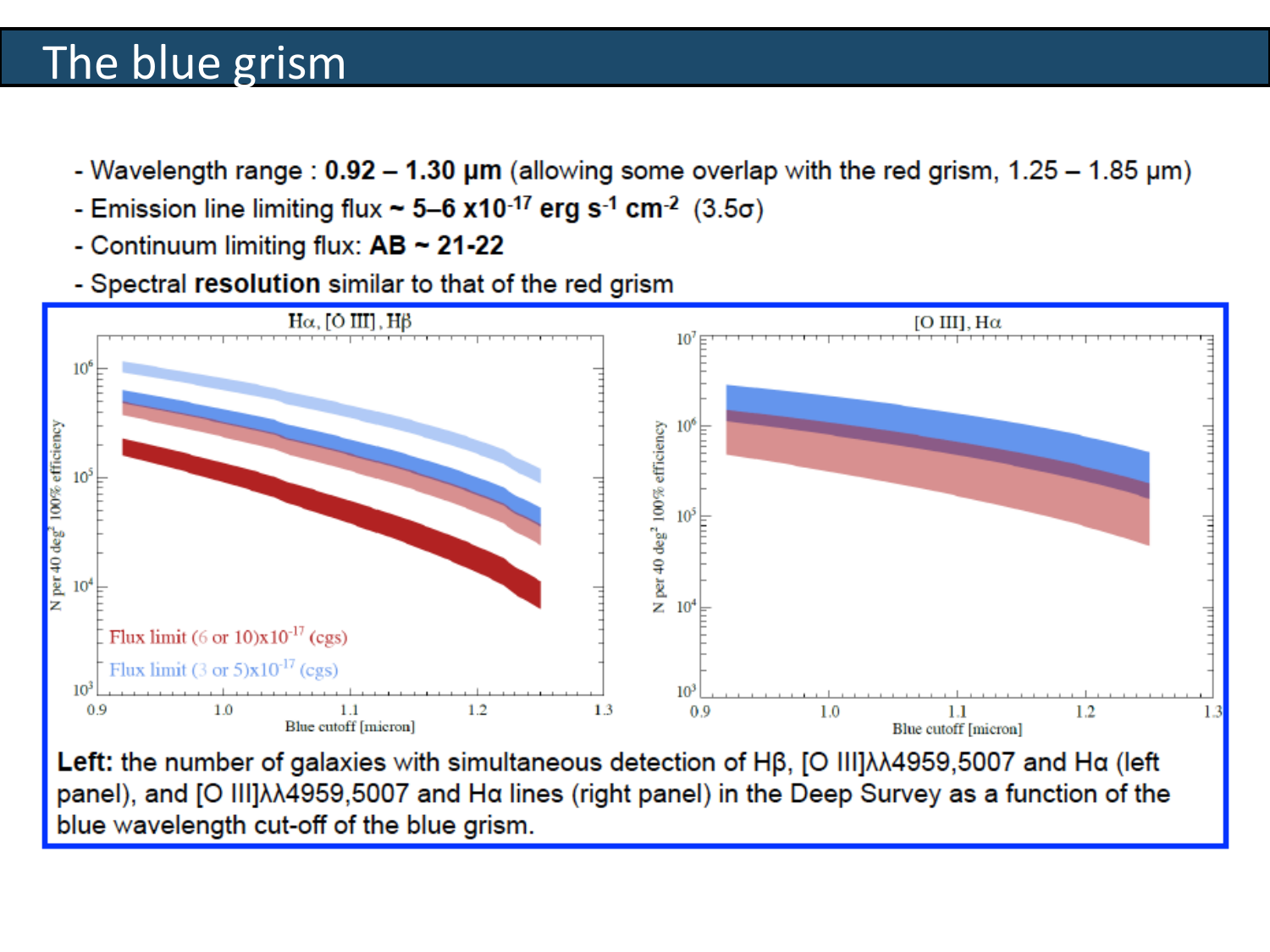# The blue grism

- Wavelength range : **0.92 – 1.30 μm** (allowing some overlap with the red grism, 1.25 – 1.85 μm)
- Emission line limiting flux **~ 5–6 x$10^{-17}$ erg $s^{-1}$ $cm^{-2}$** (3.5σ)
- Continuum limiting flux: **AB ~ 21-22**
- Spectral **resolution** similar to that of the red grism

**Left:** the number of galaxies with simultaneous detection of Hβ, [O III]λλ4959,5007 and Hα (left panel), and [O III]λλ4959,5007 and Hα lines (right panel) in the Deep Survey as a function of the blue wavelength cut-off of the blue grism.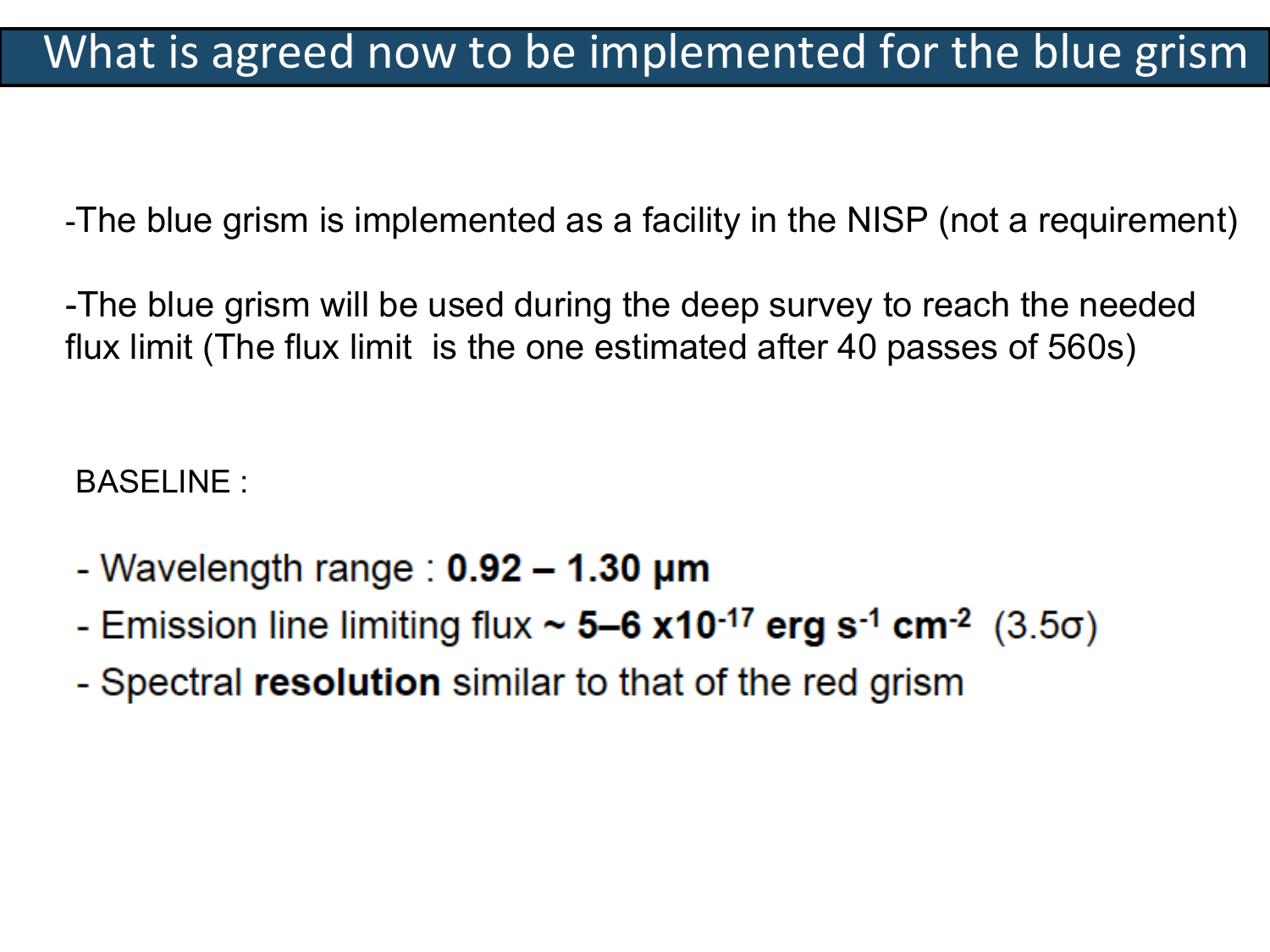# What is agreed now to be implemented for the blue grism

-The blue grism is implemented as a facility in the NISP (not a requirement)

-The blue grism will be used during the deep survey to reach the needed flux limit (The flux limit is the one estimated after 40 passes of 560s)

BASELINE :

- Wavelength range : **0.92 – 1.30 μm**
- Emission line limiting flux **~ 5–6 x10$^{-17}$ erg s$^{-1}$ cm$^{-2}$** (3.5σ)
- Spectral **resolution** similar to that of the red grism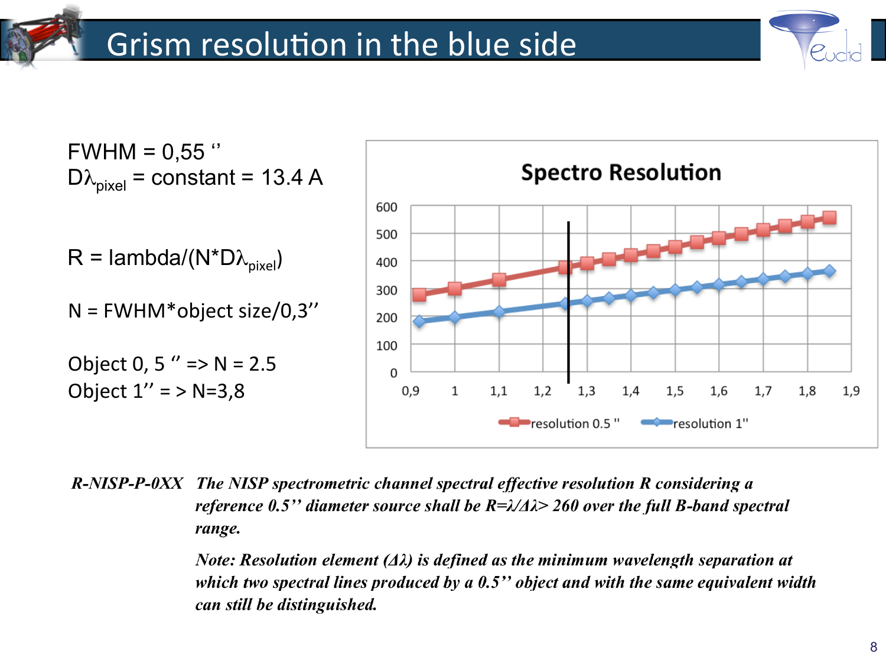# Grism resolution in the blue side

FWHM = 0,55 ''
$D\lambda_{pixel}$ = constant = 13.4 A

R = lambda/(N*$D\lambda_{pixel}$)

N = FWHM*object size/0,3''

Object 0, 5 '' => N = 2.5
Object 1'' = > N=3,8

**Spectro Resolution**

Legend: resolution 0.5 '' ; resolution 1''

*R-NISP-P-0XX* *The NISP spectrometric channel spectral effective resolution R considering a reference 0.5'' diameter source shall be $R=\lambda/\Delta\lambda > 260$ over the full B-band spectral range.*

*Note: Resolution element ($\Delta\lambda$) is defined as the minimum wavelength separation at which two spectral lines produced by a 0.5'' object and with the same equivalent width can still be distinguished.*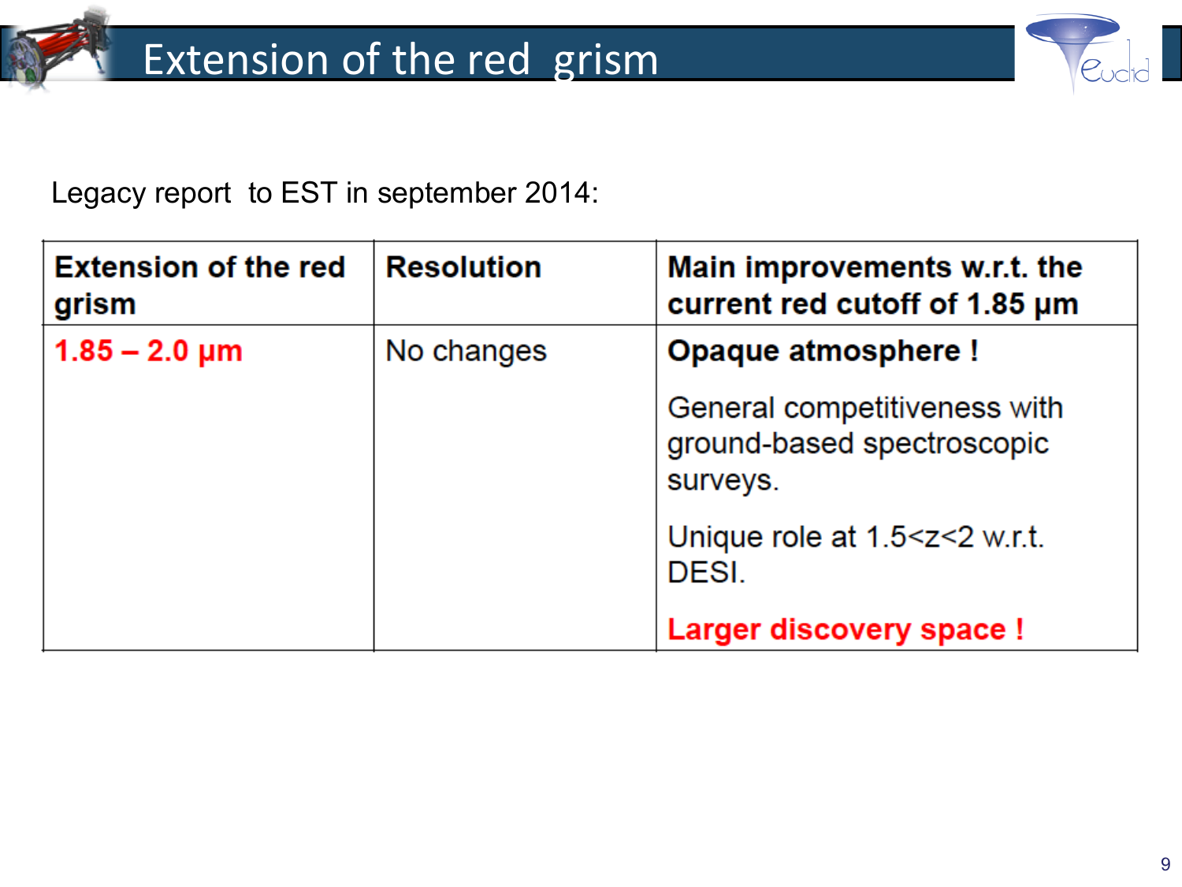# Extension of the red grism

Legacy report to EST in september 2014:

| **Extension of the red grism** | **Resolution** | **Main improvements w.r.t. the current red cutoff of 1.85 µm** |
| --- | --- | --- |
| 1.85 – 2.0 µm | No changes | **Opaque atmosphere !**<br><br>General competitiveness with ground-based spectroscopic surveys.<br><br>Unique role at 1.5<z<2 w.r.t. DESI.<br><br>**Larger discovery space !** |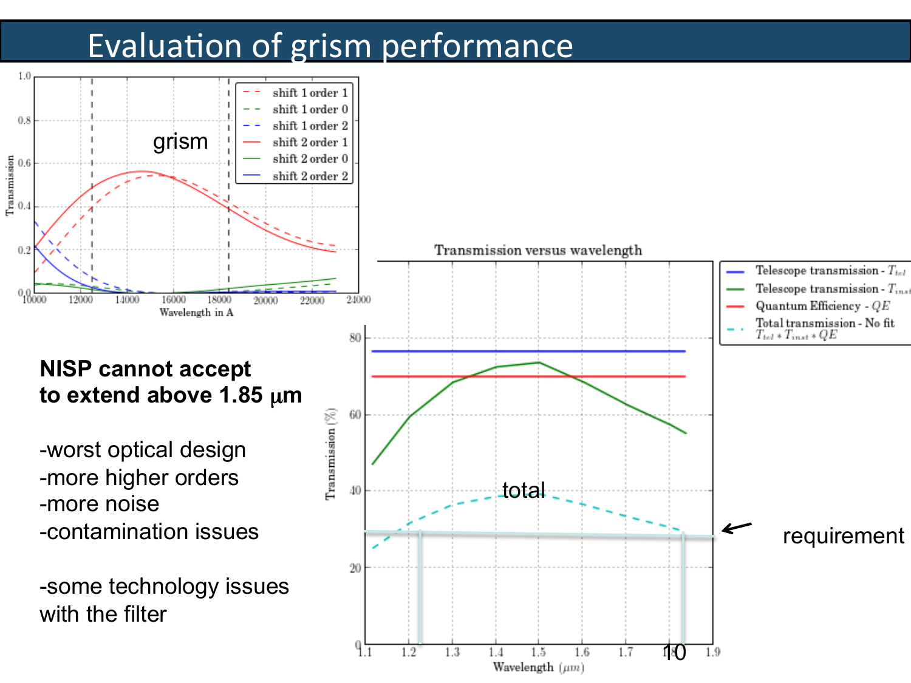# Evaluation of grism performance

**NISP cannot accept to extend above 1.85 μm**

-worst optical design
-more higher orders
-more noise
-contamination issues

-some technology issues with the filter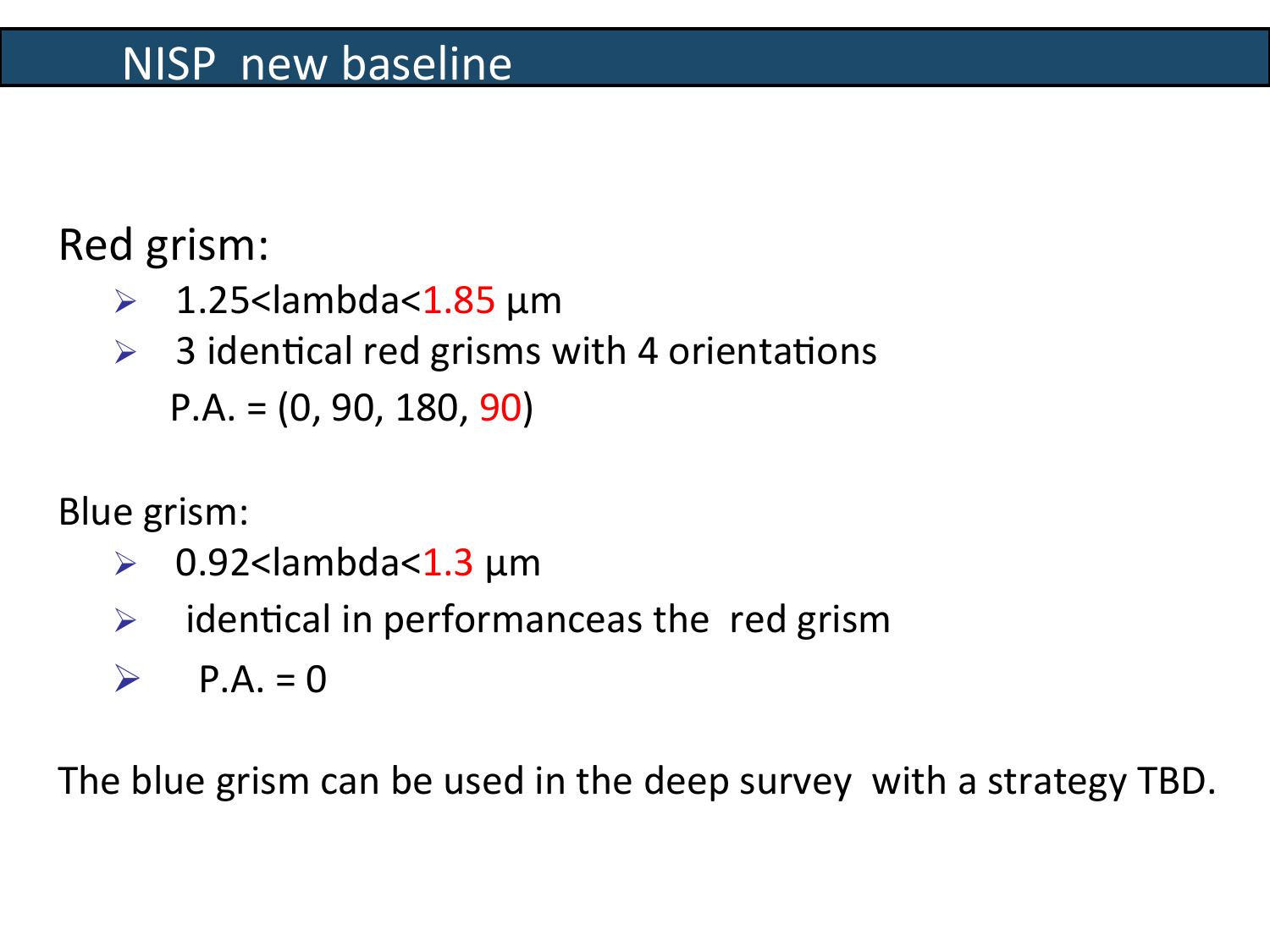# NISP new baseline

Red grism:

- 1.25<lambda<1.85 µm
- 3 identical red grisms with 4 orientations

  P.A. = (0, 90, 180, 90)

Blue grism:

- 0.92<lambda<1.3 µm
- identical in performanceas the red grism
- P.A. = 0

The blue grism can be used in the deep survey with a strategy TBD.